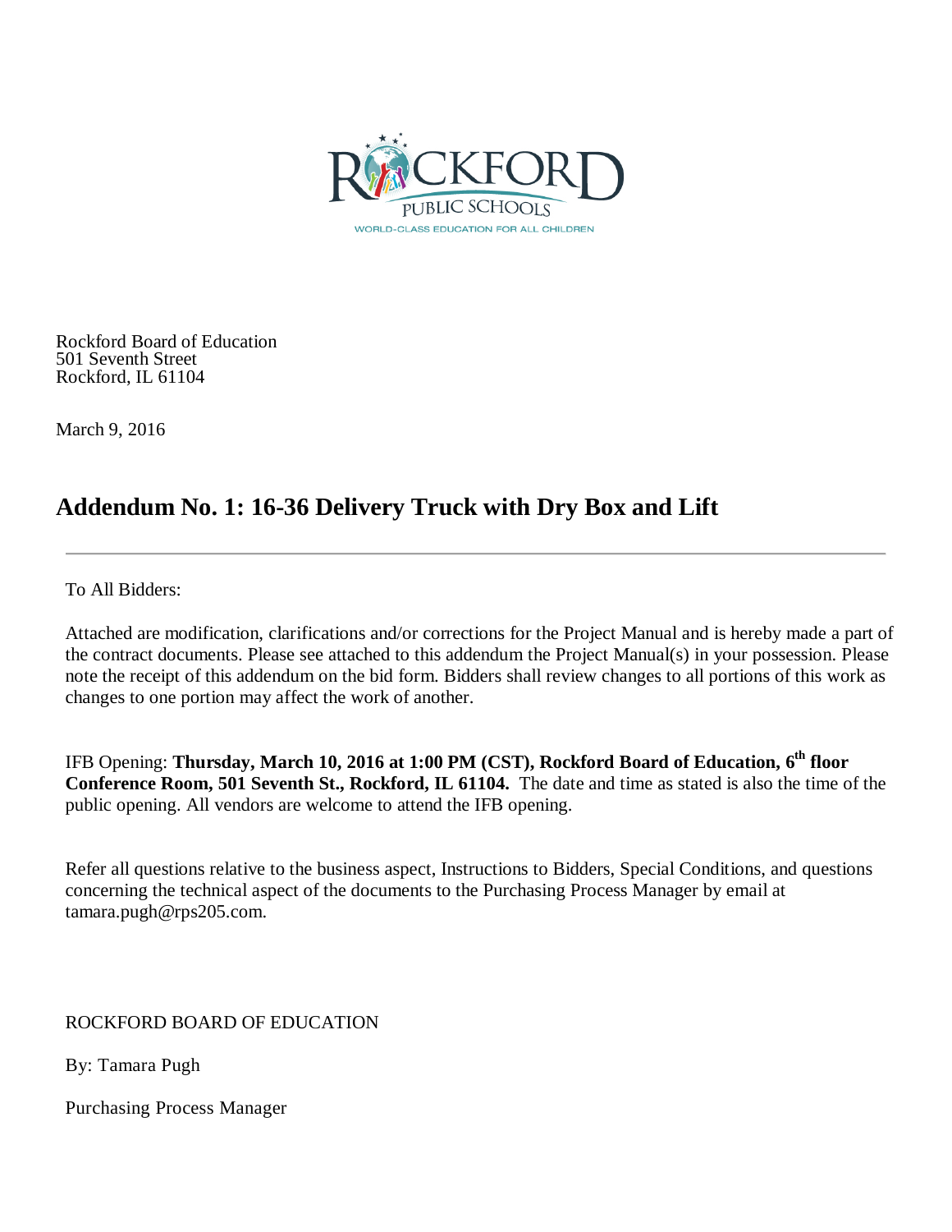Rockford Board of Education
501 Seventh Street
Rockford, IL 61104

March 9, 2016

# Addendum No. 1: 16-36 Delivery Truck with Dry Box and Lift

To All Bidders:

Attached are modification, clarifications and/or corrections for the Project Manual and is hereby made a part of the contract documents. Please see attached to this addendum the Project Manual(s) in your possession. Please note the receipt of this addendum on the bid form. Bidders shall review changes to all portions of this work as changes to one portion may affect the work of another.

IFB Opening: **Thursday, March 10, 2016 at 1:00 PM (CST), Rockford Board of Education, 6th floor Conference Room, 501 Seventh St., Rockford, IL 61104.** The date and time as stated is also the time of the public opening. All vendors are welcome to attend the IFB opening.

Refer all questions relative to the business aspect, Instructions to Bidders, Special Conditions, and questions concerning the technical aspect of the documents to the Purchasing Process Manager by email at tamara.pugh@rps205.com.

ROCKFORD BOARD OF EDUCATION

By: Tamara Pugh

Purchasing Process Manager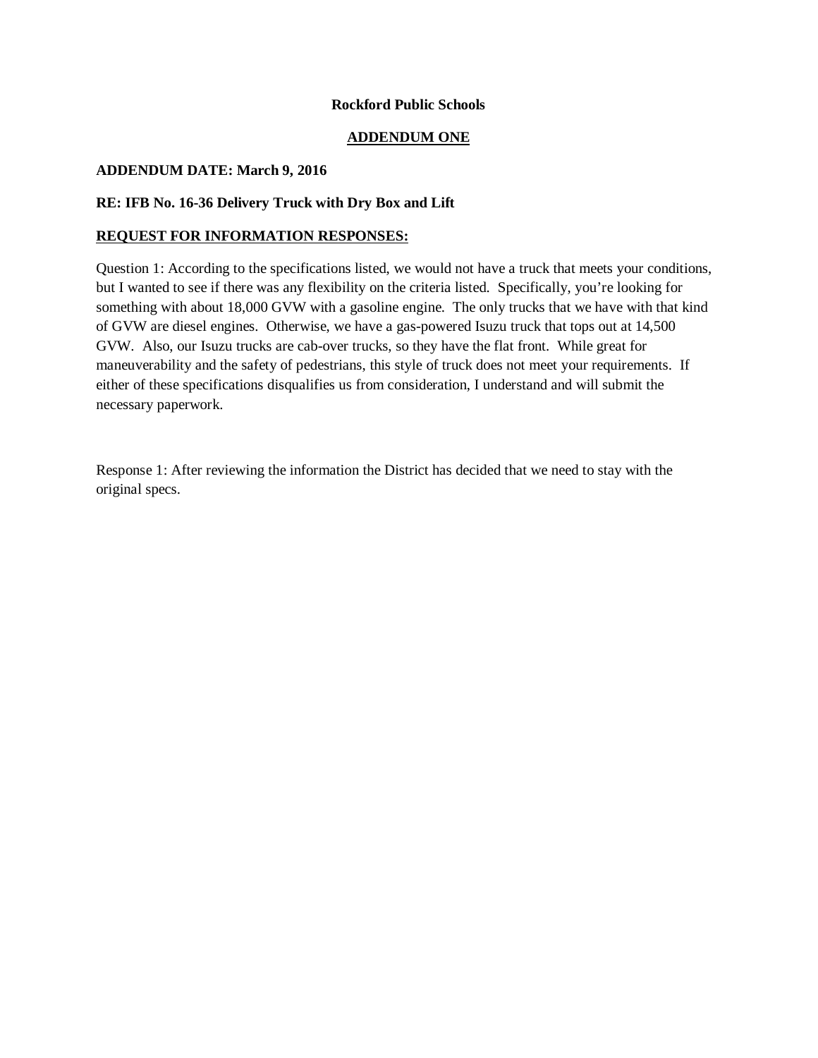**Rockford Public Schools**

**ADDENDUM ONE**

**ADDENDUM DATE: March 9, 2016**

**RE: IFB No. 16-36 Delivery Truck with Dry Box and Lift**

**REQUEST FOR INFORMATION RESPONSES:**

Question 1: According to the specifications listed, we would not have a truck that meets your conditions, but I wanted to see if there was any flexibility on the criteria listed. Specifically, you're looking for something with about 18,000 GVW with a gasoline engine. The only trucks that we have with that kind of GVW are diesel engines. Otherwise, we have a gas-powered Isuzu truck that tops out at 14,500 GVW. Also, our Isuzu trucks are cab-over trucks, so they have the flat front. While great for maneuverability and the safety of pedestrians, this style of truck does not meet your requirements. If either of these specifications disqualifies us from consideration, I understand and will submit the necessary paperwork.

Response 1: After reviewing the information the District has decided that we need to stay with the original specs.